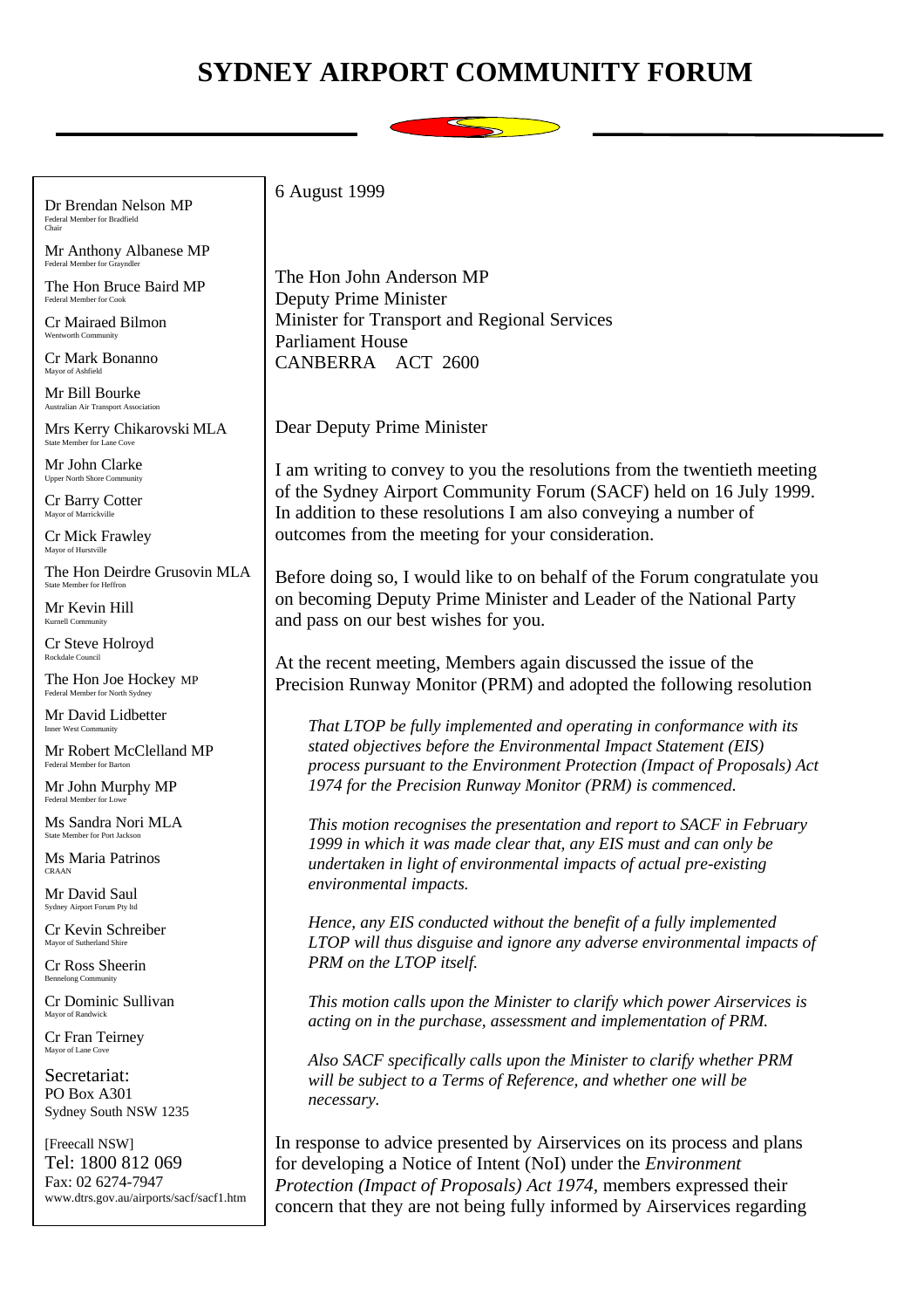# SYDNEY AIRPORT COMMUNITY FORUM

Dr Brendan Nelson MP
Federal Member for Bradfield
Chair

Mr Anthony Albanese MP
Federal Member for Grayndler

The Hon Bruce Baird MP
Federal Member for Cook

Cr Mairaed Bilmon
Wentworth Community

Cr Mark Bonanno
Mayor of Ashfield

Mr Bill Bourke
Australian Air Transport Association

Mrs Kerry Chikarovski MLA
State Member for Lane Cove

Mr John Clarke
Upper North Shore Community

Cr Barry Cotter
Mayor of Marrickville

Cr Mick Frawley
Mayor of Hurstville

The Hon Deirdre Grusovin MLA
State Member for Heffron

Mr Kevin Hill
Kurnell Community

Cr Steve Holroyd
Rockdale Council

The Hon Joe Hockey MP
Federal Member for North Sydney

Mr David Lidbetter
Inner West Community

Mr Robert McClelland MP
Federal Member for Barton

Mr John Murphy MP
Federal Member for Lowe

Ms Sandra Nori MLA
State Member for Port Jackson

Ms Maria Patrinos
CRAAN

Mr David Saul
Sydney Airport Forum Pty ltd

Cr Kevin Schreiber
Mayor of Sutherland Shire

Cr Ross Sheerin
Bennelong Community

Cr Dominic Sullivan
Mayor of Randwick

Cr Fran Teirney
Mayor of Lane Cove

Secretariat:
PO Box A301
Sydney South NSW 1235

[Freecall NSW]
Tel: 1800 812 069
Fax: 02 6274-7947
www.dtrs.gov.au/airports/sacf/sacf1.htm

6 August 1999

The Hon John Anderson MP
Deputy Prime Minister
Minister for Transport and Regional Services
Parliament House
CANBERRA ACT 2600

Dear Deputy Prime Minister

I am writing to convey to you the resolutions from the twentieth meeting of the Sydney Airport Community Forum (SACF) held on 16 July 1999. In addition to these resolutions I am also conveying a number of outcomes from the meeting for your consideration.

Before doing so, I would like to on behalf of the Forum congratulate you on becoming Deputy Prime Minister and Leader of the National Party and pass on our best wishes for you.

At the recent meeting, Members again discussed the issue of the Precision Runway Monitor (PRM) and adopted the following resolution

> *That LTOP be fully implemented and operating in conformance with its stated objectives before the Environmental Impact Statement (EIS) process pursuant to the Environment Protection (Impact of Proposals) Act 1974 for the Precision Runway Monitor (PRM) is commenced.*
>
> *This motion recognises the presentation and report to SACF in February 1999 in which it was made clear that, any EIS must and can only be undertaken in light of environmental impacts of actual pre-existing environmental impacts.*
>
> *Hence, any EIS conducted without the benefit of a fully implemented LTOP will thus disguise and ignore any adverse environmental impacts of PRM on the LTOP itself.*
>
> *This motion calls upon the Minister to clarify which power Airservices is acting on in the purchase, assessment and implementation of PRM.*
>
> *Also SACF specifically calls upon the Minister to clarify whether PRM will be subject to a Terms of Reference, and whether one will be necessary.*

In response to advice presented by Airservices on its process and plans for developing a Notice of Intent (NoI) under the *Environment Protection (Impact of Proposals) Act 1974,* members expressed their concern that they are not being fully informed by Airservices regarding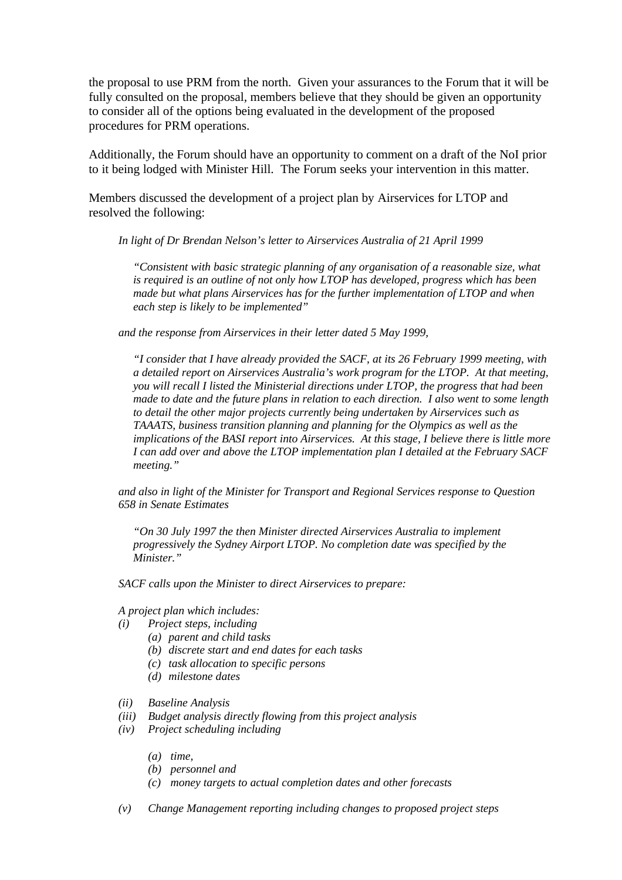the proposal to use PRM from the north. Given your assurances to the Forum that it will be fully consulted on the proposal, members believe that they should be given an opportunity to consider all of the options being evaluated in the development of the proposed procedures for PRM operations.

Additionally, the Forum should have an opportunity to comment on a draft of the NoI prior to it being lodged with Minister Hill. The Forum seeks your intervention in this matter.

Members discussed the development of a project plan by Airservices for LTOP and resolved the following:

> *In light of Dr Brendan Nelson's letter to Airservices Australia of 21 April 1999*
>
> > *"Consistent with basic strategic planning of any organisation of a reasonable size, what is required is an outline of not only how LTOP has developed, progress which has been made but what plans Airservices has for the further implementation of LTOP and when each step is likely to be implemented"*
>
> *and the response from Airservices in their letter dated 5 May 1999,*
>
> > *"I consider that I have already provided the SACF, at its 26 February 1999 meeting, with a detailed report on Airservices Australia's work program for the LTOP. At that meeting, you will recall I listed the Ministerial directions under LTOP, the progress that had been made to date and the future plans in relation to each direction. I also went to some length to detail the other major projects currently being undertaken by Airservices such as TAAATS, business transition planning and planning for the Olympics as well as the implications of the BASI report into Airservices. At this stage, I believe there is little more I can add over and above the LTOP implementation plan I detailed at the February SACF meeting."*
>
> *and also in light of the Minister for Transport and Regional Services response to Question 658 in Senate Estimates*
>
> > *"On 30 July 1997 the then Minister directed Airservices Australia to implement progressively the Sydney Airport LTOP. No completion date was specified by the Minister."*
>
> *SACF calls upon the Minister to direct Airservices to prepare:*
>
> *A project plan which includes:*
>
> *(i) Project steps, including*
> - *(a) parent and child tasks*
> - *(b) discrete start and end dates for each tasks*
> - *(c) task allocation to specific persons*
> - *(d) milestone dates*
>
> *(ii) Baseline Analysis*
>
> *(iii) Budget analysis directly flowing from this project analysis*
>
> *(iv) Project scheduling including*
> - *(a) time,*
> - *(b) personnel and*
> - *(c) money targets to actual completion dates and other forecasts*
>
> *(v) Change Management reporting including changes to proposed project steps*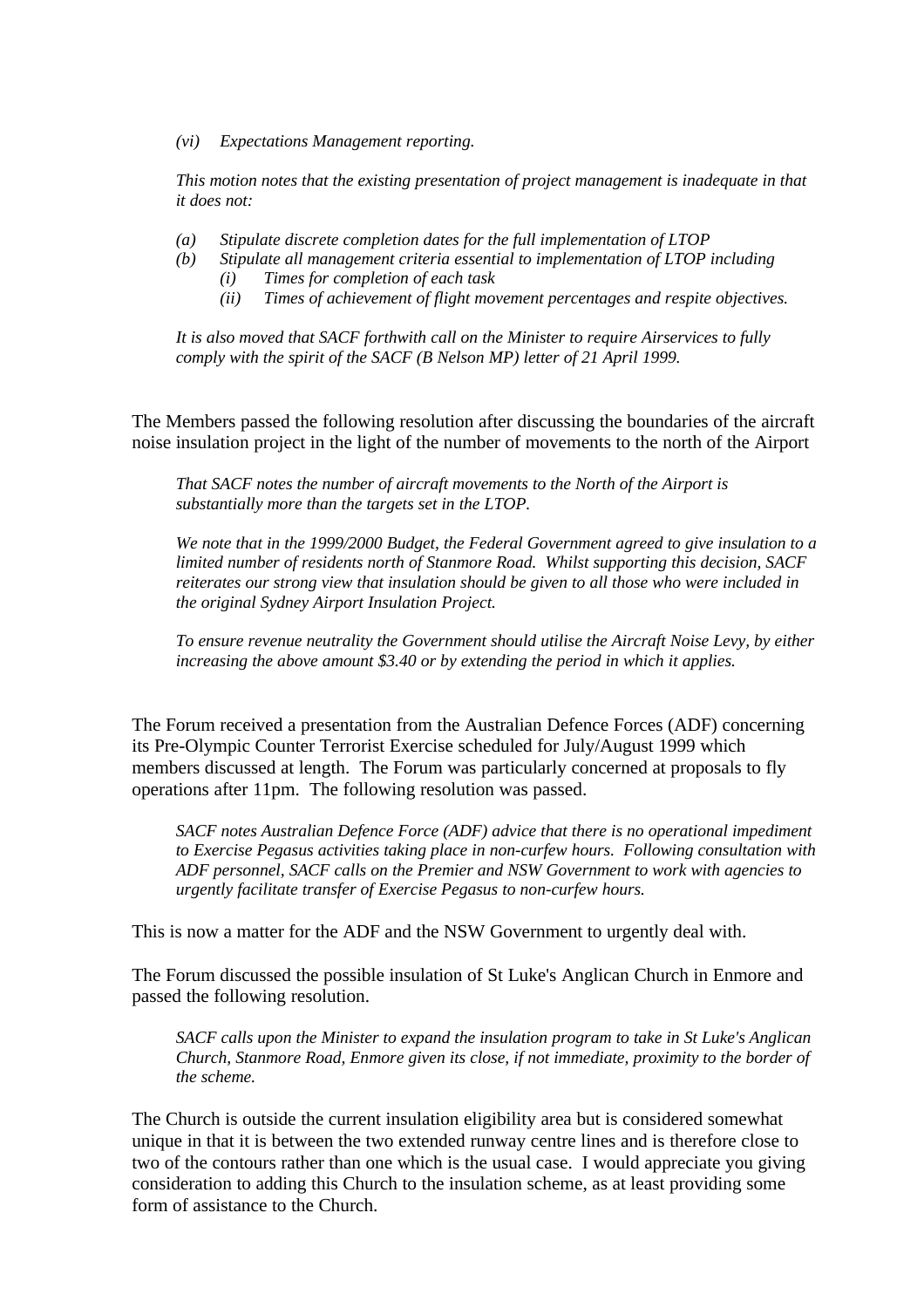*(vi) Expectations Management reporting.*

*This motion notes that the existing presentation of project management is inadequate in that it does not:*

*(a) Stipulate discrete completion dates for the full implementation of LTOP*
*(b) Stipulate all management criteria essential to implementation of LTOP including*
  *(i) Times for completion of each task*
  *(ii) Times of achievement of flight movement percentages and respite objectives.*

*It is also moved that SACF forthwith call on the Minister to require Airservices to fully comply with the spirit of the SACF (B Nelson MP) letter of 21 April 1999.*

The Members passed the following resolution after discussing the boundaries of the aircraft noise insulation project in the light of the number of movements to the north of the Airport

*That SACF notes the number of aircraft movements to the North of the Airport is substantially more than the targets set in the LTOP.*

*We note that in the 1999/2000 Budget, the Federal Government agreed to give insulation to a limited number of residents north of Stanmore Road. Whilst supporting this decision, SACF reiterates our strong view that insulation should be given to all those who were included in the original Sydney Airport Insulation Project.*

*To ensure revenue neutrality the Government should utilise the Aircraft Noise Levy, by either increasing the above amount $3.40 or by extending the period in which it applies.*

The Forum received a presentation from the Australian Defence Forces (ADF) concerning its Pre-Olympic Counter Terrorist Exercise scheduled for July/August 1999 which members discussed at length. The Forum was particularly concerned at proposals to fly operations after 11pm. The following resolution was passed.

*SACF notes Australian Defence Force (ADF) advice that there is no operational impediment to Exercise Pegasus activities taking place in non-curfew hours. Following consultation with ADF personnel, SACF calls on the Premier and NSW Government to work with agencies to urgently facilitate transfer of Exercise Pegasus to non-curfew hours.*

This is now a matter for the ADF and the NSW Government to urgently deal with.

The Forum discussed the possible insulation of St Luke's Anglican Church in Enmore and passed the following resolution.

*SACF calls upon the Minister to expand the insulation program to take in St Luke's Anglican Church, Stanmore Road, Enmore given its close, if not immediate, proximity to the border of the scheme.*

The Church is outside the current insulation eligibility area but is considered somewhat unique in that it is between the two extended runway centre lines and is therefore close to two of the contours rather than one which is the usual case. I would appreciate you giving consideration to adding this Church to the insulation scheme, as at least providing some form of assistance to the Church.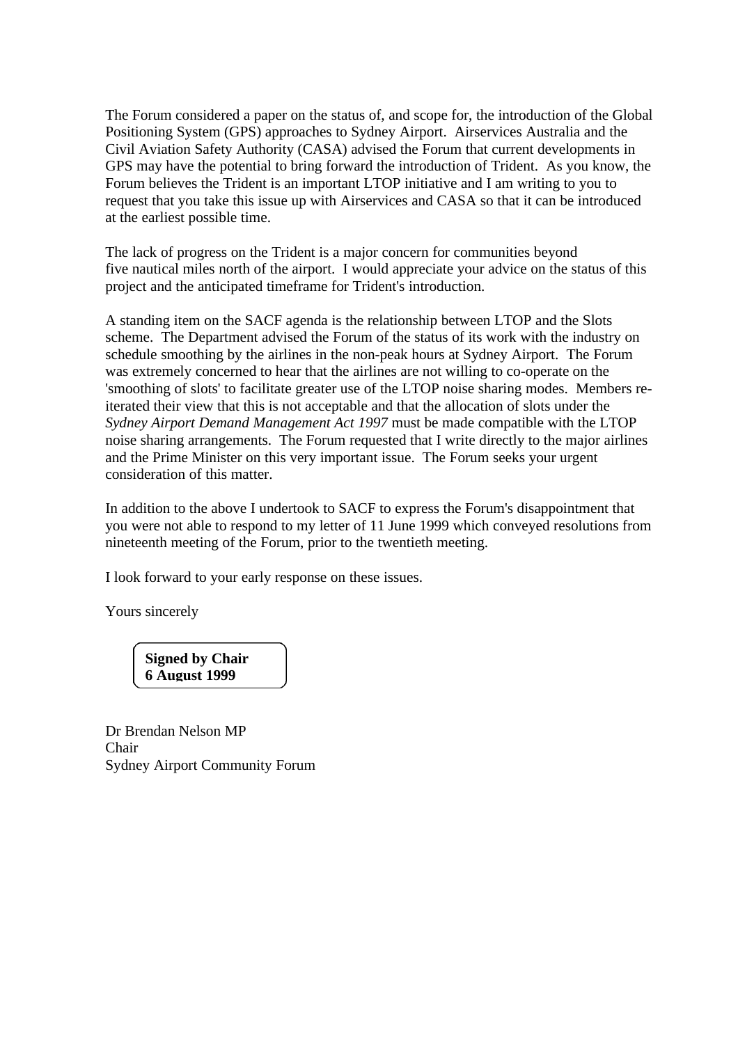The Forum considered a paper on the status of, and scope for, the introduction of the Global Positioning System (GPS) approaches to Sydney Airport. Airservices Australia and the Civil Aviation Safety Authority (CASA) advised the Forum that current developments in GPS may have the potential to bring forward the introduction of Trident. As you know, the Forum believes the Trident is an important LTOP initiative and I am writing to you to request that you take this issue up with Airservices and CASA so that it can be introduced at the earliest possible time.

The lack of progress on the Trident is a major concern for communities beyond five nautical miles north of the airport. I would appreciate your advice on the status of this project and the anticipated timeframe for Trident's introduction.

A standing item on the SACF agenda is the relationship between LTOP and the Slots scheme. The Department advised the Forum of the status of its work with the industry on schedule smoothing by the airlines in the non-peak hours at Sydney Airport. The Forum was extremely concerned to hear that the airlines are not willing to co-operate on the 'smoothing of slots' to facilitate greater use of the LTOP noise sharing modes. Members re-iterated their view that this is not acceptable and that the allocation of slots under the *Sydney Airport Demand Management Act 1997* must be made compatible with the LTOP noise sharing arrangements. The Forum requested that I write directly to the major airlines and the Prime Minister on this very important issue. The Forum seeks your urgent consideration of this matter.

In addition to the above I undertook to SACF to express the Forum's disappointment that you were not able to respond to my letter of 11 June 1999 which conveyed resolutions from nineteenth meeting of the Forum, prior to the twentieth meeting.

I look forward to your early response on these issues.

Yours sincerely

**Signed by Chair**
**6 August 1999**

Dr Brendan Nelson MP
Chair
Sydney Airport Community Forum